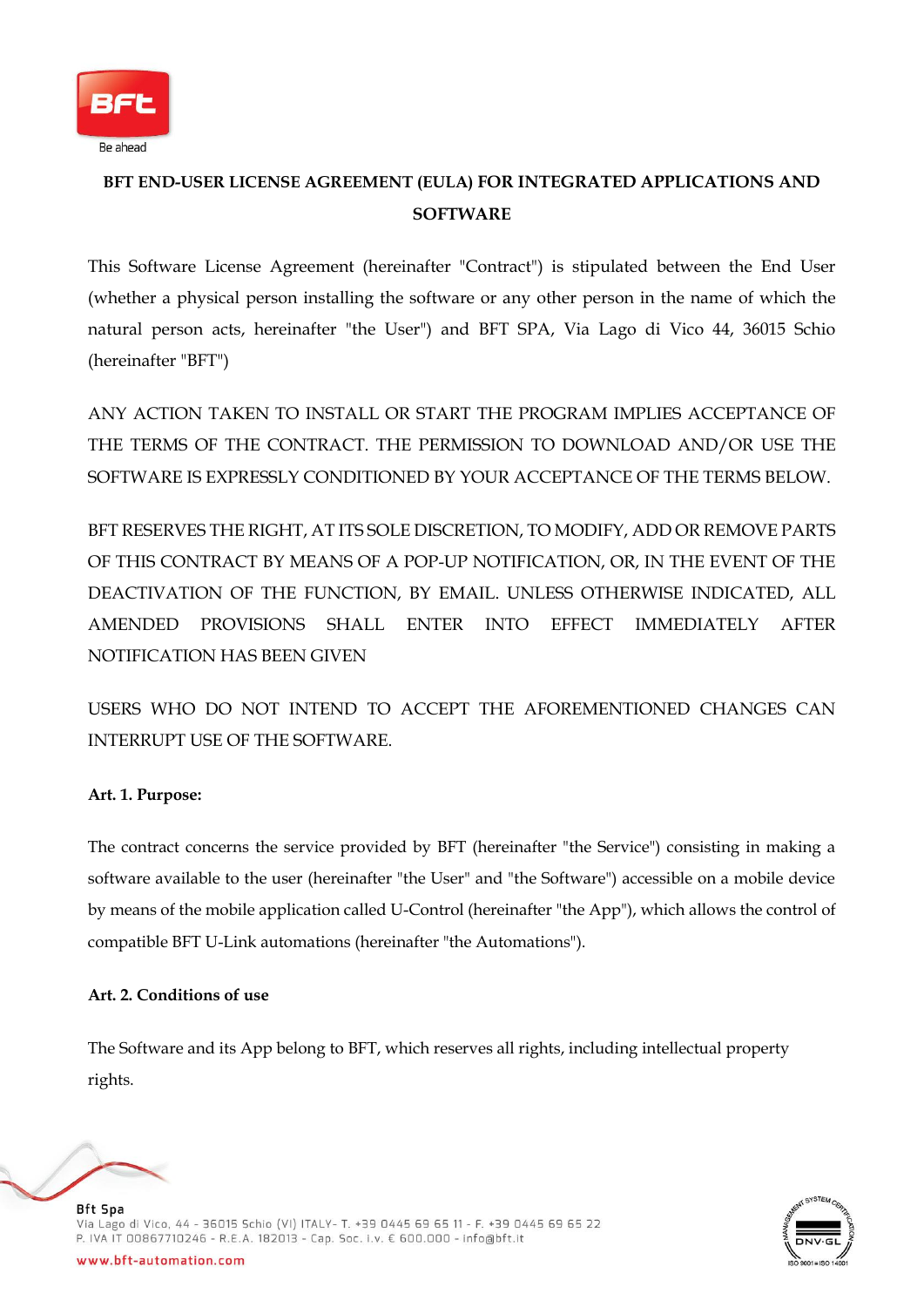# BFT END-USER LICENSE AGREEMENT (EULA) FOR INTEGRATED APPLICATIONS AND SOFTWARE

This Software License Agreement (hereinafter "Contract") is stipulated between the End User (whether a physical person installing the software or any other person in the name of which the natural person acts, hereinafter "the User") and BFT SPA, Via Lago di Vico 44, 36015 Schio (hereinafter "BFT")

ANY ACTION TAKEN TO INSTALL OR START THE PROGRAM IMPLIES ACCEPTANCE OF THE TERMS OF THE CONTRACT. THE PERMISSION TO DOWNLOAD AND/OR USE THE SOFTWARE IS EXPRESSLY CONDITIONED BY YOUR ACCEPTANCE OF THE TERMS BELOW.

BFT RESERVES THE RIGHT, AT ITS SOLE DISCRETION, TO MODIFY, ADD OR REMOVE PARTS OF THIS CONTRACT BY MEANS OF A POP-UP NOTIFICATION, OR, IN THE EVENT OF THE DEACTIVATION OF THE FUNCTION, BY EMAIL. UNLESS OTHERWISE INDICATED, ALL AMENDED PROVISIONS SHALL ENTER INTO EFFECT IMMEDIATELY AFTER NOTIFICATION HAS BEEN GIVEN

USERS WHO DO NOT INTEND TO ACCEPT THE AFOREMENTIONED CHANGES CAN INTERRUPT USE OF THE SOFTWARE.

**Art. 1. Purpose:**

The contract concerns the service provided by BFT (hereinafter "the Service") consisting in making a software available to the user (hereinafter "the User" and "the Software") accessible on a mobile device by means of the mobile application called U-Control (hereinafter "the App"), which allows the control of compatible BFT U-Link automations (hereinafter "the Automations").

**Art. 2. Conditions of use**

The Software and its App belong to BFT, which reserves all rights, including intellectual property rights.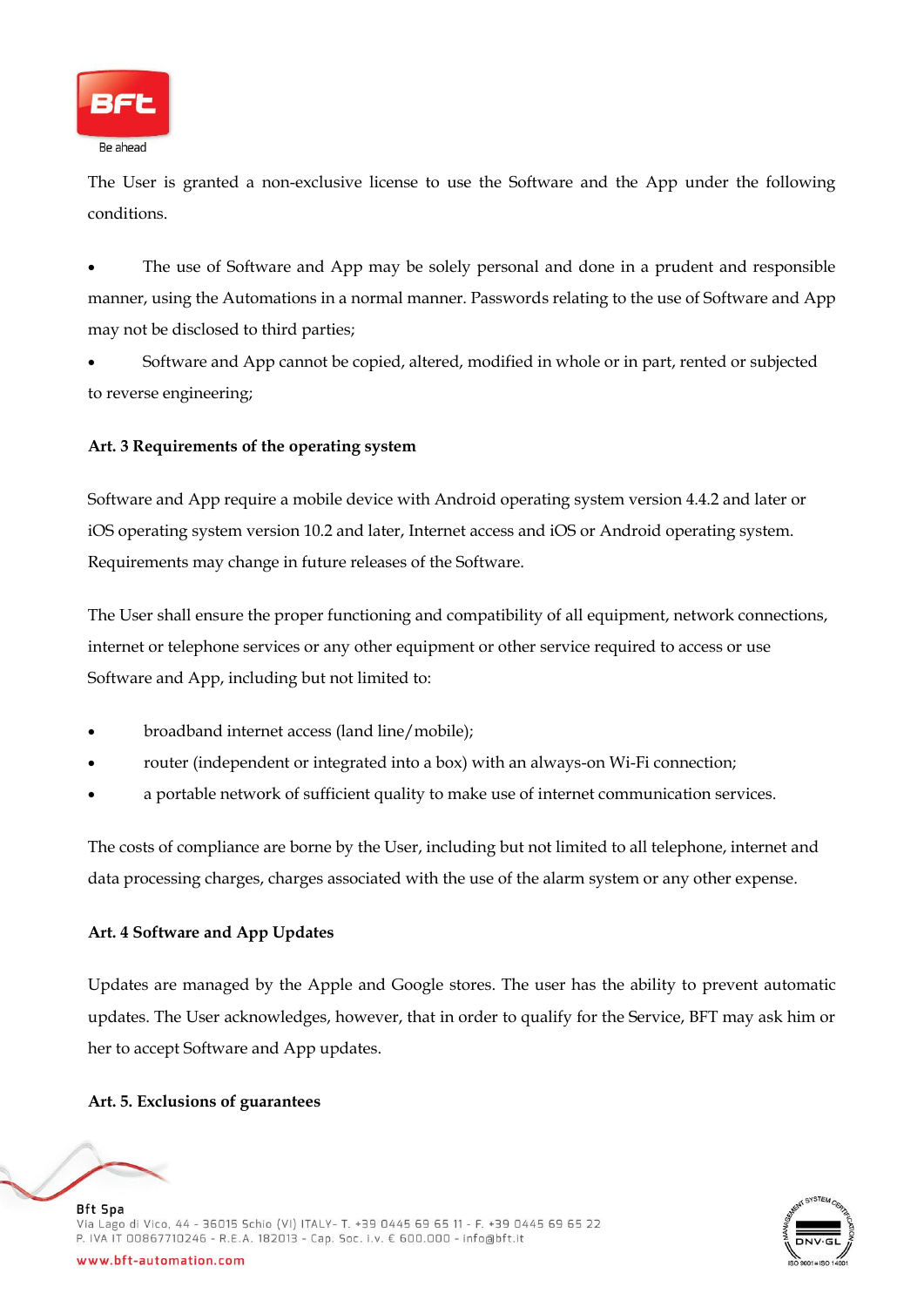The User is granted a non-exclusive license to use the Software and the App under the following conditions.

- The use of Software and App may be solely personal and done in a prudent and responsible manner, using the Automations in a normal manner. Passwords relating to the use of Software and App may not be disclosed to third parties;
- Software and App cannot be copied, altered, modified in whole or in part, rented or subjected to reverse engineering;

**Art. 3 Requirements of the operating system**

Software and App require a mobile device with Android operating system version 4.4.2 and later or iOS operating system version 10.2 and later, Internet access and iOS or Android operating system. Requirements may change in future releases of the Software.

The User shall ensure the proper functioning and compatibility of all equipment, network connections, internet or telephone services or any other equipment or other service required to access or use Software and App, including but not limited to:

- broadband internet access (land line/mobile);
- router (independent or integrated into a box) with an always-on Wi-Fi connection;
- a portable network of sufficient quality to make use of internet communication services.

The costs of compliance are borne by the User, including but not limited to all telephone, internet and data processing charges, charges associated with the use of the alarm system or any other expense.

**Art. 4 Software and App Updates**

Updates are managed by the Apple and Google stores. The user has the ability to prevent automatic updates. The User acknowledges, however, that in order to qualify for the Service, BFT may ask him or her to accept Software and App updates.

**Art. 5. Exclusions of guarantees**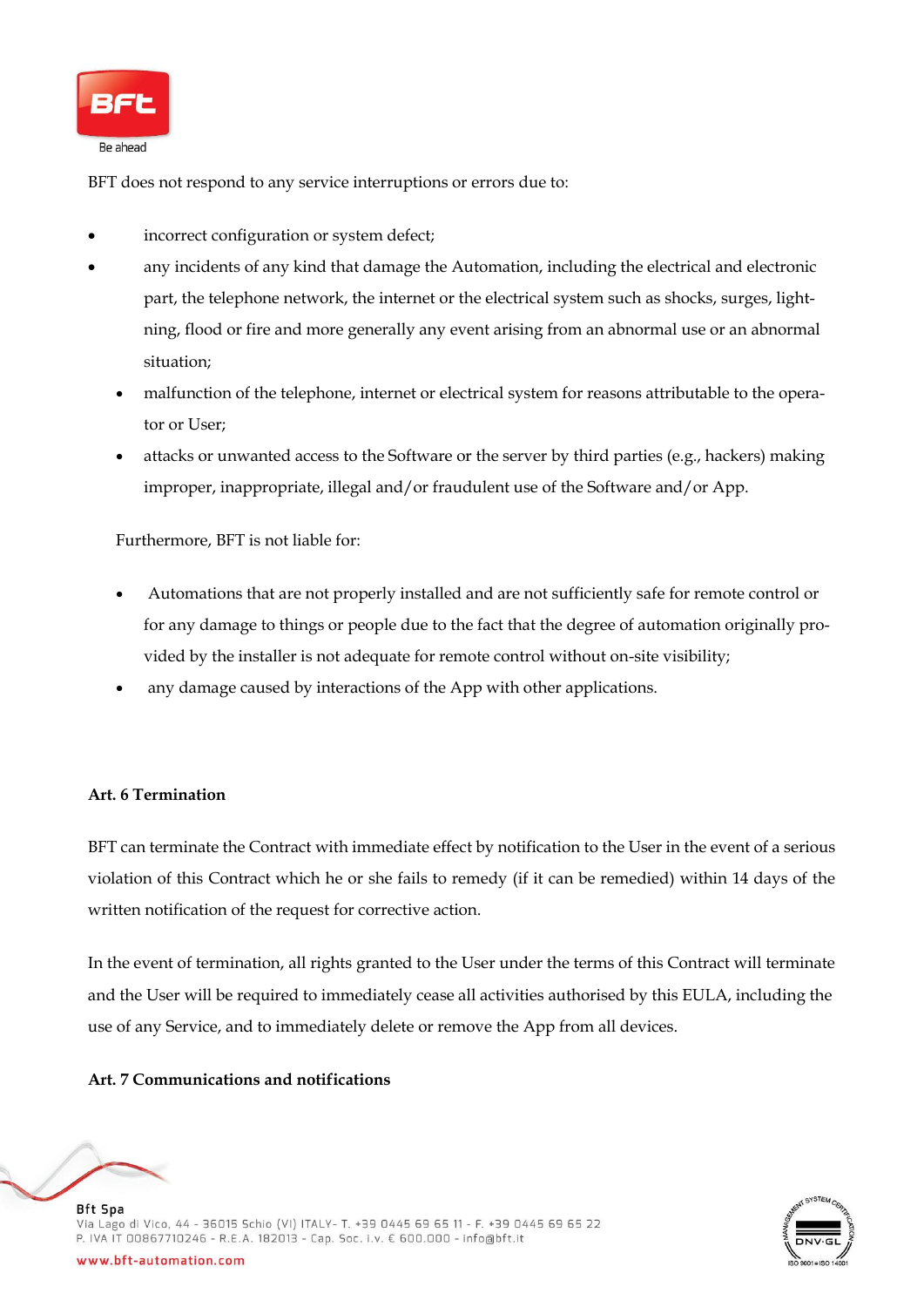BFT does not respond to any service interruptions or errors due to:

- incorrect configuration or system defect;
- any incidents of any kind that damage the Automation, including the electrical and electronic part, the telephone network, the internet or the electrical system such as shocks, surges, lightning, flood or fire and more generally any event arising from an abnormal use or an abnormal situation;
- malfunction of the telephone, internet or electrical system for reasons attributable to the operator or User;
- attacks or unwanted access to the Software or the server by third parties (e.g., hackers) making improper, inappropriate, illegal and/or fraudulent use of the Software and/or App.

Furthermore, BFT is not liable for:

- Automations that are not properly installed and are not sufficiently safe for remote control or for any damage to things or people due to the fact that the degree of automation originally provided by the installer is not adequate for remote control without on-site visibility;
- any damage caused by interactions of the App with other applications.

**Art. 6 Termination**

BFT can terminate the Contract with immediate effect by notification to the User in the event of a serious violation of this Contract which he or she fails to remedy (if it can be remedied) within 14 days of the written notification of the request for corrective action.

In the event of termination, all rights granted to the User under the terms of this Contract will terminate and the User will be required to immediately cease all activities authorised by this EULA, including the use of any Service, and to immediately delete or remove the App from all devices.

**Art. 7 Communications and notifications**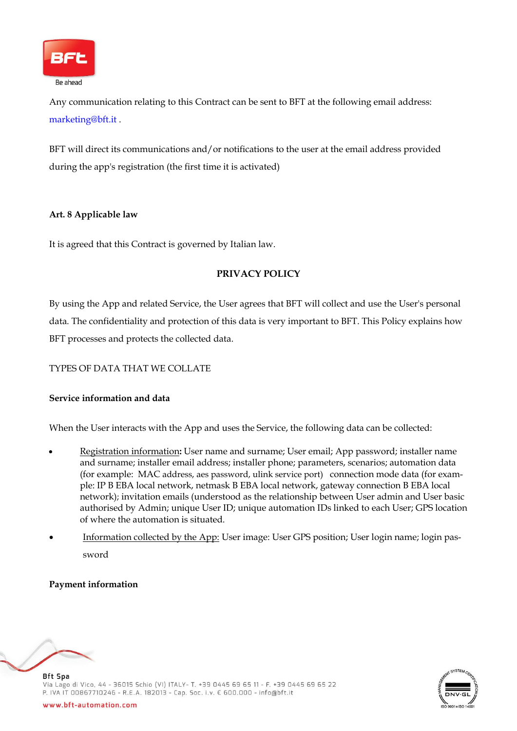Any communication relating to this Contract can be sent to BFT at the following email address: marketing@bft.it .

BFT will direct its communications and/or notifications to the user at the email address provided during the app's registration (the first time it is activated)

**Art. 8 Applicable law**

It is agreed that this Contract is governed by Italian law.

## PRIVACY POLICY

By using the App and related Service, the User agrees that BFT will collect and use the User's personal data. The confidentiality and protection of this data is very important to BFT. This Policy explains how BFT processes and protects the collected data.

TYPES OF DATA THAT WE COLLATE

**Service information and data**

When the User interacts with the App and uses the Service, the following data can be collected:

- Registration information**:** User name and surname; User email; App password; installer name and surname; installer email address; installer phone; parameters, scenarios; automation data (for example: MAC address, aes password, ulink service port) connection mode data (for example: IP B EBA local network, netmask B EBA local network, gateway connection B EBA local network); invitation emails (understood as the relationship between User admin and User basic authorised by Admin; unique User ID; unique automation IDs linked to each User; GPS location of where the automation is situated.
- Information collected by the App: User image: User GPS position; User login name; login password

**Payment information**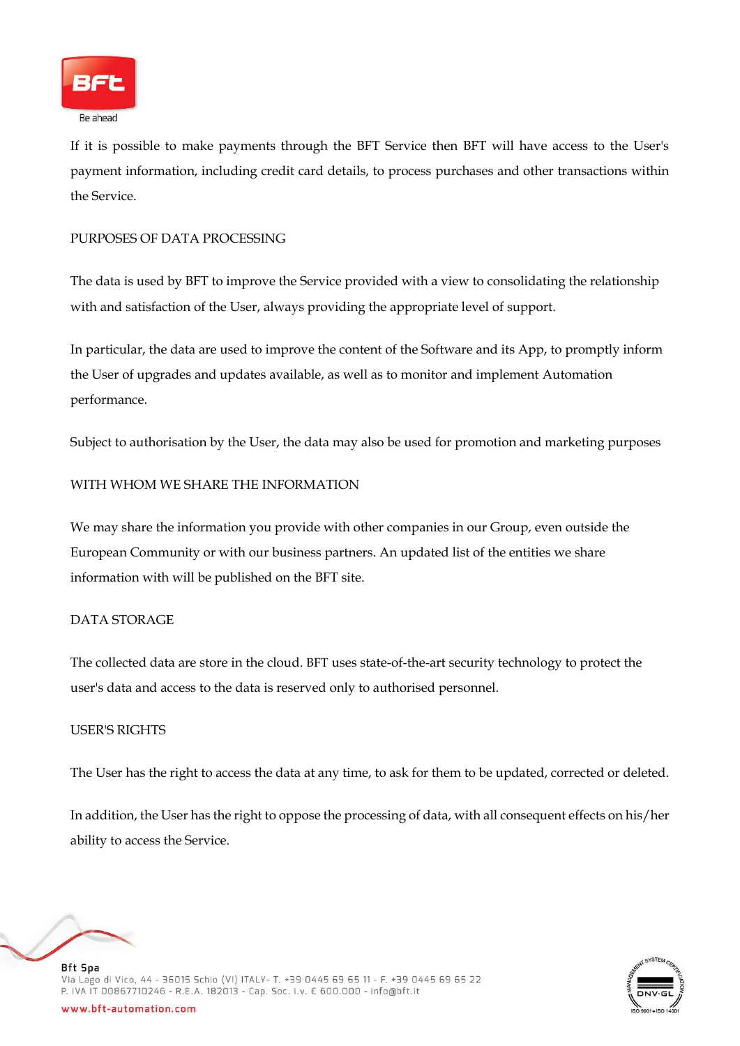If it is possible to make payments through the BFT Service then BFT will have access to the User's payment information, including credit card details, to process purchases and other transactions within the Service.

## PURPOSES OF DATA PROCESSING

The data is used by BFT to improve the Service provided with a view to consolidating the relationship with and satisfaction of the User, always providing the appropriate level of support.

In particular, the data are used to improve the content of the Software and its App, to promptly inform the User of upgrades and updates available, as well as to monitor and implement Automation performance.

Subject to authorisation by the User, the data may also be used for promotion and marketing purposes

## WITH WHOM WE SHARE THE INFORMATION

We may share the information you provide with other companies in our Group, even outside the European Community or with our business partners. An updated list of the entities we share information with will be published on the BFT site.

## DATA STORAGE

The collected data are store in the cloud. BFT uses state-of-the-art security technology to protect the user's data and access to the data is reserved only to authorised personnel.

## USER'S RIGHTS

The User has the right to access the data at any time, to ask for them to be updated, corrected or deleted.

In addition, the User has the right to oppose the processing of data, with all consequent effects on his/her ability to access the Service.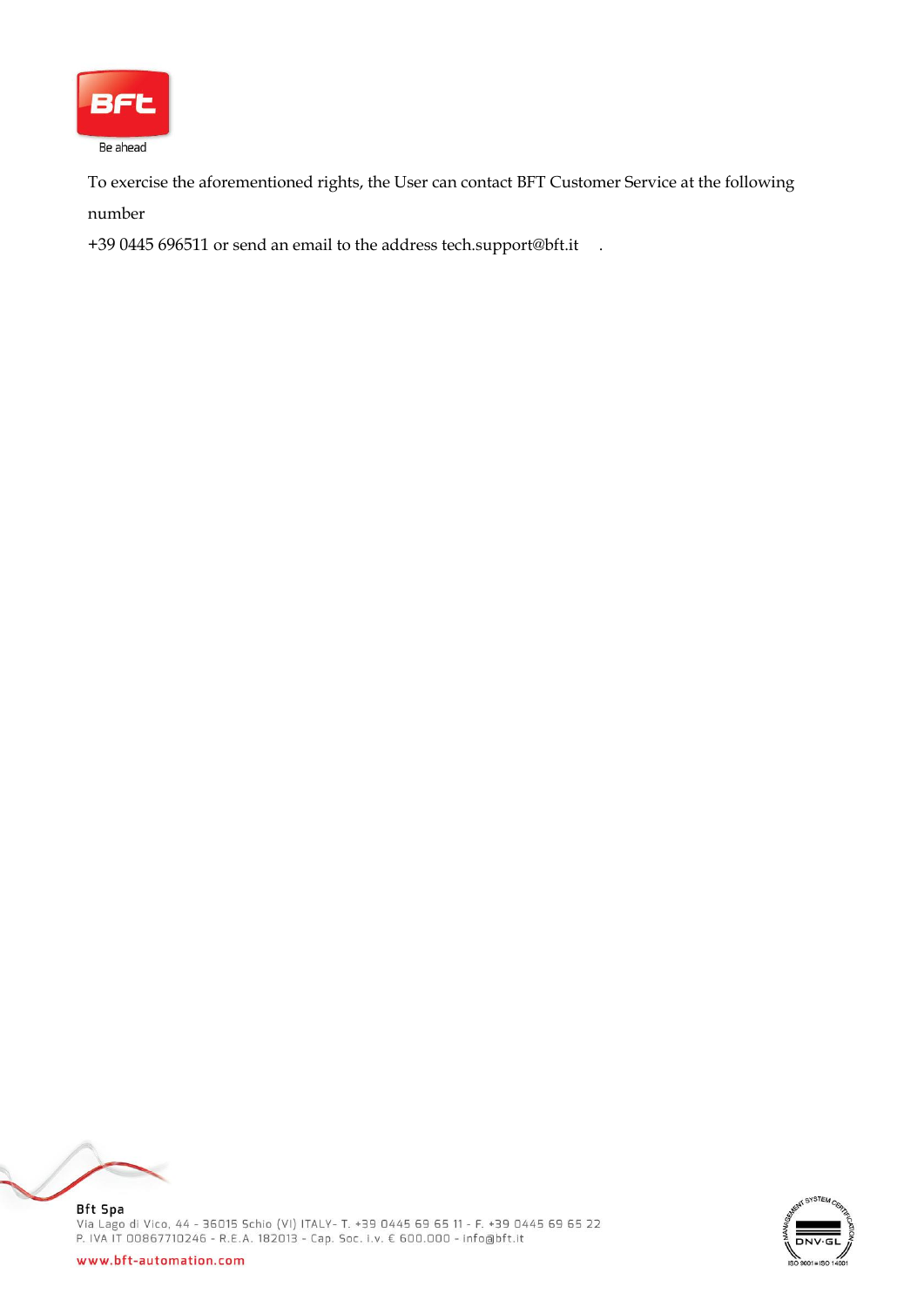To exercise the aforementioned rights, the User can contact BFT Customer Service at the following number

+39 0445 696511 or send an email to the address tech.support@bft.it .